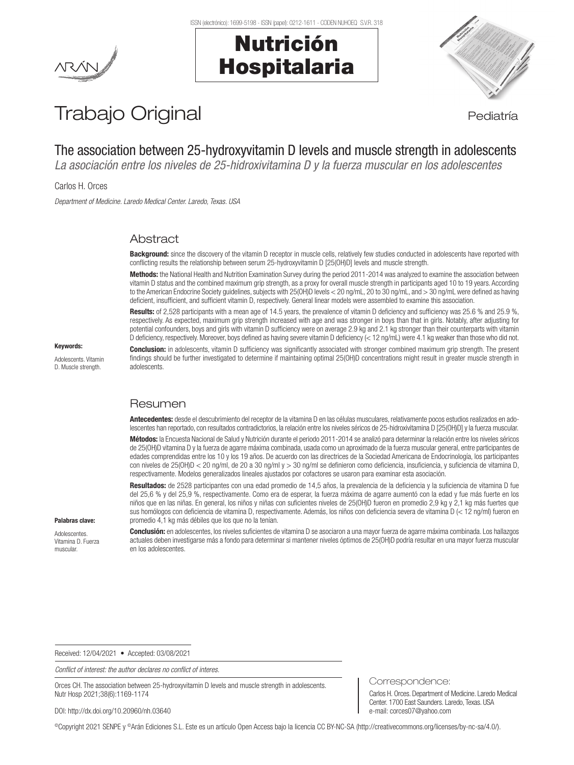Trabajo Original

Pediatría

# The association between 25-hydroxyvitamin D levels and muscle strength in adolescents

*La asociación entre los niveles de 25-hidroxivitamina D y la fuerza muscular en los adolescentes*

Carlos H. Orces

*Department of Medicine. Laredo Medical Center. Laredo, Texas. USA*

## Abstract

**Background:** since the discovery of the vitamin D receptor in muscle cells, relatively few studies conducted in adolescents have reported with conflicting results the relationship between serum 25-hydroxyvitamin D [25(OH)D] levels and muscle strength.

**Methods:** the National Health and Nutrition Examination Survey during the period 2011-2014 was analyzed to examine the association between vitamin D status and the combined maximum grip strength, as a proxy for overall muscle strength in participants aged 10 to 19 years. According to the American Endocrine Society guidelines, subjects with 25(OH)D levels < 20 ng/mL, 20 to 30 ng/mL, and > 30 ng/mL were defined as having deficient, insufficient, and sufficient vitamin D, respectively. General linear models were assembled to examine this association.

**Results:** of 2,528 participants with a mean age of 14.5 years, the prevalence of vitamin D deficiency and sufficiency was 25.6 % and 25.9 %, respectively. As expected, maximum grip strength increased with age and was stronger in boys than that in girls. Notably, after adjusting for potential confounders, boys and girls with vitamin D sufficiency were on average 2.9 kg and 2.1 kg stronger than their counterparts with vitamin D deficiency, respectively. Moreover, boys defined as having severe vitamin D deficiency (< 12 ng/mL) were 4.1 kg weaker than those who did not.

**Conclusion:** in adolescents, vitamin D sufficiency was significantly associated with stronger combined maximum grip strength. The present findings should be further investigated to determine if maintaining optimal 25(OH)D concentrations might result in greater muscle strength in adolescents.

**Keywords:**

Adolescents. Vitamin D. Muscle strength.

## Resumen

**Antecedentes:** desde el descubrimiento del receptor de la vitamina D en las células musculares, relativamente pocos estudios realizados en adolescentes han reportado, con resultados contradictorios, la relación entre los niveles séricos de 25-hidroxivitamina D [25(OH)D] y la fuerza muscular.

**Métodos:** la Encuesta Nacional de Salud y Nutrición durante el periodo 2011-2014 se analizó para determinar la relación entre los niveles séricos de 25(OH)D vitamina D y la fuerza de agarre máxima combinada, usada como un aproximado de la fuerza muscular general, entre participantes de edades comprendidas entre los 10 y los 19 años. De acuerdo con las directrices de la Sociedad Americana de Endocrinología, los participantes con niveles de 25(OH)D < 20 ng/ml, de 20 a 30 ng/ml y > 30 ng/ml se definieron como deficiencia, insuficiencia, y suficiencia de vitamina D, respectivamente. Modelos generalizados lineales ajustados por cofactores se usaron para examinar esta asociación.

**Resultados:** de 2528 participantes con una edad promedio de 14,5 años, la prevalencia de la deficiencia y la suficiencia de vitamina D fue del 25,6 % y del 25,9 %, respectivamente. Como era de esperar, la fuerza máxima de agarre aumentó con la edad y fue más fuerte en los niños que en las niñas. En general, los niños y niñas con suficientes niveles de 25(OH)D fueron en promedio 2,9 kg y 2,1 kg más fuertes que sus homólogos con deficiencia de vitamina D, respectivamente. Además, los niños con deficiencia severa de vitamina D (< 12 ng/ml) fueron en promedio 4,1 kg más débiles que los que no la tenían.

**Conclusión:** en adolescentes, los niveles suficientes de vitamina D se asociaron a una mayor fuerza de agarre máxima combinada. Los hallazgos actuales deben investigarse más a fondo para determinar si mantener niveles óptimos de 25(OH)D podría resultar en una mayor fuerza muscular en los adolescentes.

**Palabras clave:**

Adolescentes. Vitamina D. Fuerza muscular.

---

Received: 12/04/2021 • Accepted: 03/08/2021

*Conflict of interest: the author declares no conflict of interes.*

Orces CH. The association between 25-hydroxyvitamin D levels and muscle strength in adolescents. Nutr Hosp 2021;38(6):1169-1174

DOI: http://dx.doi.org/10.20960/nh.03640

Correspondence:

Carlos H. Orces. Department of Medicine. Laredo Medical Center. 1700 East Saunders. Laredo, Texas. USA
e-mail: corces07@yahoo.com

©Copyright 2021 SENPE y ©Arán Ediciones S.L. Este es un artículo Open Access bajo la licencia CC BY-NC-SA (http://creativecommons.org/licenses/by-nc-sa/4.0/).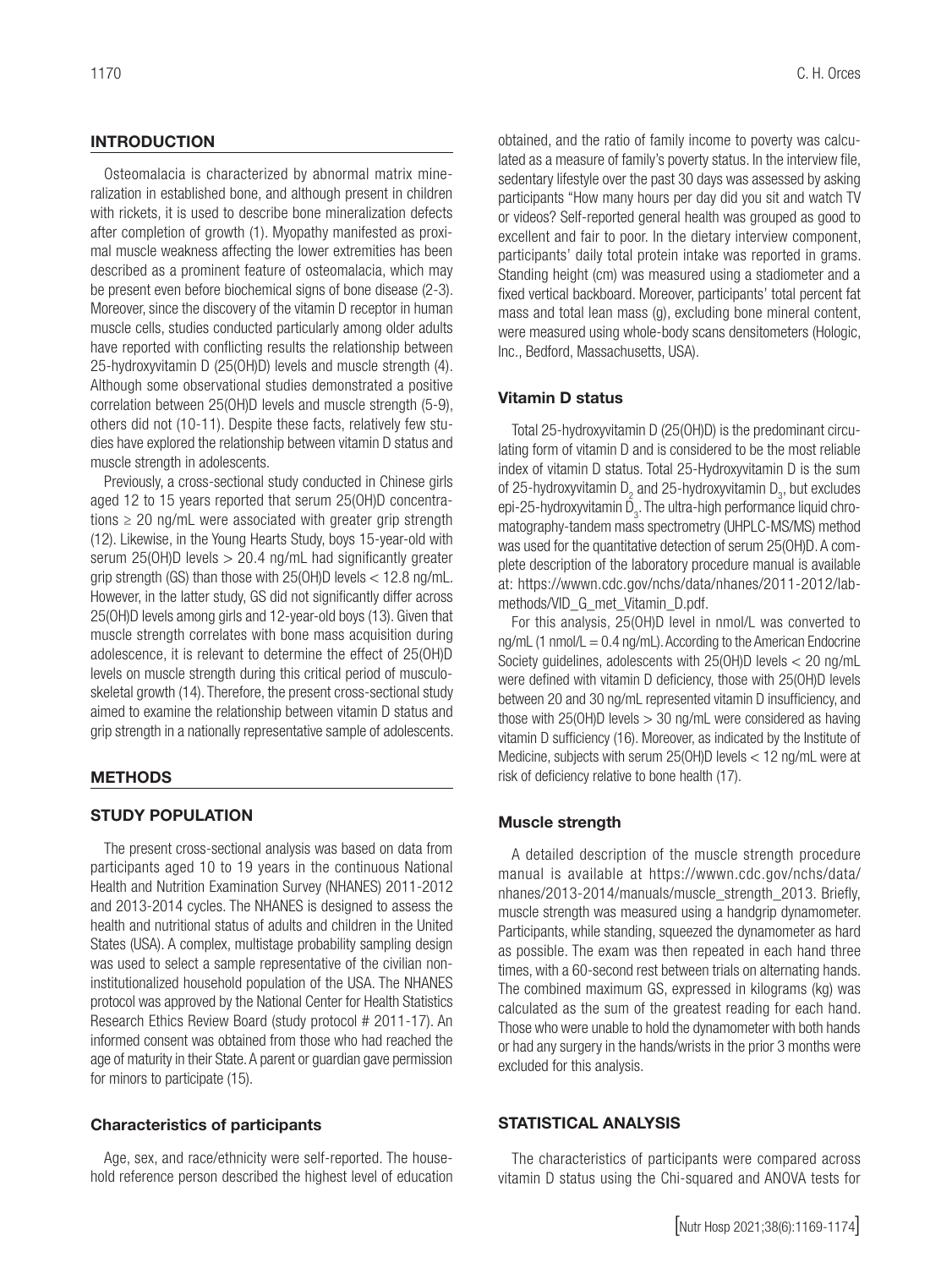## INTRODUCTION

Osteomalacia is characterized by abnormal matrix mineralization in established bone, and although present in children with rickets, it is used to describe bone mineralization defects after completion of growth (1). Myopathy manifested as proximal muscle weakness affecting the lower extremities has been described as a prominent feature of osteomalacia, which may be present even before biochemical signs of bone disease (2-3). Moreover, since the discovery of the vitamin D receptor in human muscle cells, studies conducted particularly among older adults have reported with conflicting results the relationship between 25-hydroxyvitamin D (25(OH)D) levels and muscle strength (4). Although some observational studies demonstrated a positive correlation between 25(OH)D levels and muscle strength (5-9), others did not (10-11). Despite these facts, relatively few studies have explored the relationship between vitamin D status and muscle strength in adolescents.

Previously, a cross-sectional study conducted in Chinese girls aged 12 to 15 years reported that serum 25(OH)D concentrations ≥ 20 ng/mL were associated with greater grip strength (12). Likewise, in the Young Hearts Study, boys 15-year-old with serum 25(OH)D levels > 20.4 ng/mL had significantly greater grip strength (GS) than those with 25(OH)D levels < 12.8 ng/mL. However, in the latter study, GS did not significantly differ across 25(OH)D levels among girls and 12-year-old boys (13). Given that muscle strength correlates with bone mass acquisition during adolescence, it is relevant to determine the effect of 25(OH)D levels on muscle strength during this critical period of musculoskeletal growth (14). Therefore, the present cross-sectional study aimed to examine the relationship between vitamin D status and grip strength in a nationally representative sample of adolescents.

## METHODS

### STUDY POPULATION

The present cross-sectional analysis was based on data from participants aged 10 to 19 years in the continuous National Health and Nutrition Examination Survey (NHANES) 2011-2012 and 2013-2014 cycles. The NHANES is designed to assess the health and nutritional status of adults and children in the United States (USA). A complex, multistage probability sampling design was used to select a sample representative of the civilian non-institutionalized household population of the USA. The NHANES protocol was approved by the National Center for Health Statistics Research Ethics Review Board (study protocol # 2011-17). An informed consent was obtained from those who had reached the age of maturity in their State. A parent or guardian gave permission for minors to participate (15).

### Characteristics of participants

Age, sex, and race/ethnicity were self-reported. The household reference person described the highest level of education obtained, and the ratio of family income to poverty was calculated as a measure of family's poverty status. In the interview file, sedentary lifestyle over the past 30 days was assessed by asking participants "How many hours per day did you sit and watch TV or videos? Self-reported general health was grouped as good to excellent and fair to poor. In the dietary interview component, participants' daily total protein intake was reported in grams. Standing height (cm) was measured using a stadiometer and a fixed vertical backboard. Moreover, participants' total percent fat mass and total lean mass (g), excluding bone mineral content, were measured using whole-body scans densitometers (Hologic, Inc., Bedford, Massachusetts, USA).

### Vitamin D status

Total 25-hydroxyvitamin D (25(OH)D) is the predominant circulating form of vitamin D and is considered to be the most reliable index of vitamin D status. Total 25-Hydroxyvitamin D is the sum of 25-hydroxyvitamin $D_2$ and 25-hydroxyvitamin $D_3$, but excludes epi-25-hydroxyvitamin $D_3$. The ultra-high performance liquid chromatography-tandem mass spectrometry (UHPLC-MS/MS) method was used for the quantitative detection of serum 25(OH)D. A complete description of the laboratory procedure manual is available at: https://wwwn.cdc.gov/nchs/data/nhanes/2011-2012/labmethods/VID_G_met_Vitamin_D.pdf.

For this analysis, 25(OH)D level in nmol/L was converted to ng/mL (1 nmol/L = 0.4 ng/mL). According to the American Endocrine Society guidelines, adolescents with 25(OH)D levels < 20 ng/mL were defined with vitamin D deficiency, those with 25(OH)D levels between 20 and 30 ng/mL represented vitamin D insufficiency, and those with 25(OH)D levels > 30 ng/mL were considered as having vitamin D sufficiency (16). Moreover, as indicated by the Institute of Medicine, subjects with serum 25(OH)D levels < 12 ng/mL were at risk of deficiency relative to bone health (17).

### Muscle strength

A detailed description of the muscle strength procedure manual is available at https://wwwn.cdc.gov/nchs/data/nhanes/2013-2014/manuals/muscle_strength_2013. Briefly, muscle strength was measured using a handgrip dynamometer. Participants, while standing, squeezed the dynamometer as hard as possible. The exam was then repeated in each hand three times, with a 60-second rest between trials on alternating hands. The combined maximum GS, expressed in kilograms (kg) was calculated as the sum of the greatest reading for each hand. Those who were unable to hold the dynamometer with both hands or had any surgery in the hands/wrists in the prior 3 months were excluded for this analysis.

### STATISTICAL ANALYSIS

The characteristics of participants were compared across vitamin D status using the Chi-squared and ANOVA tests for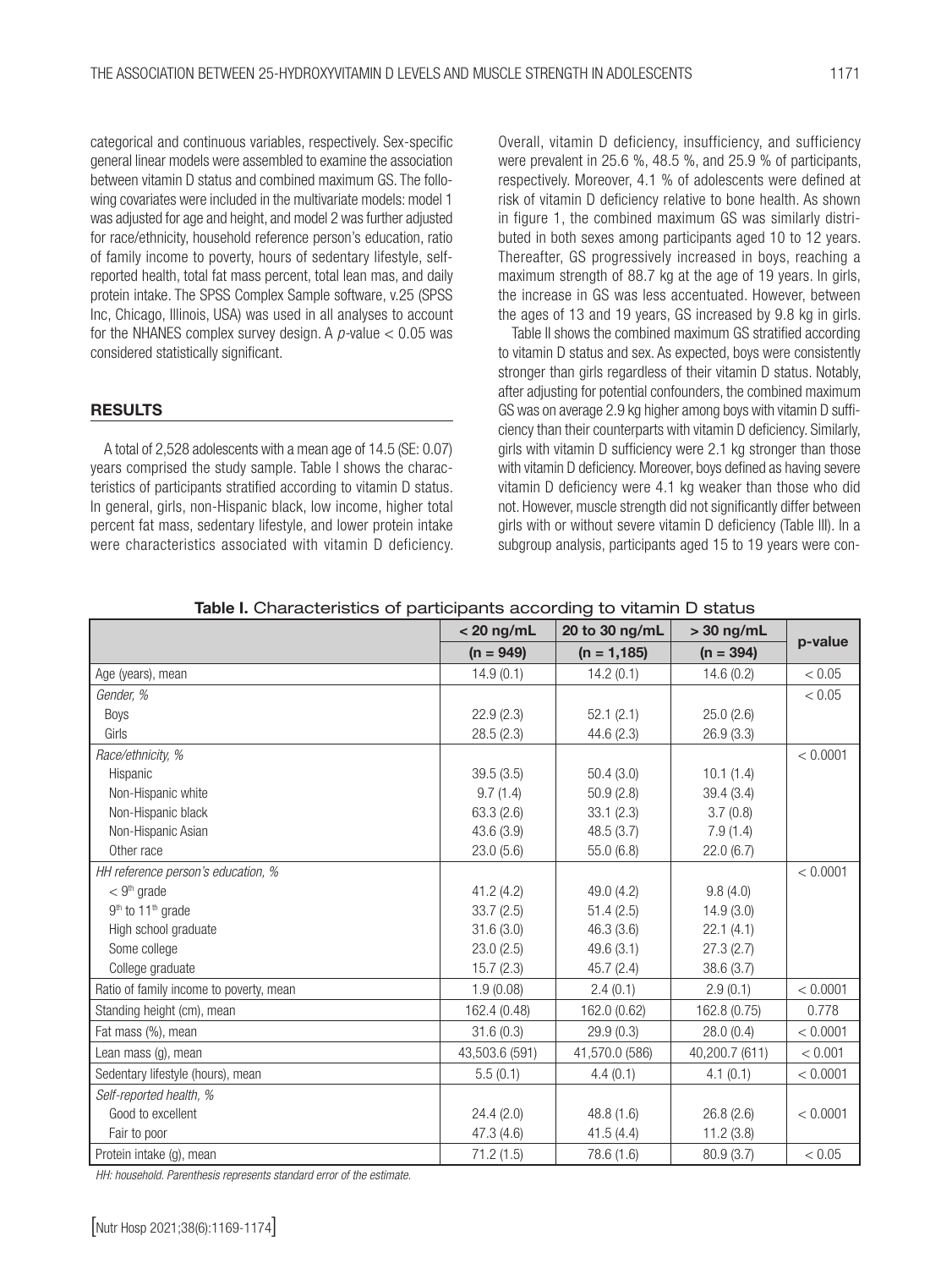categorical and continuous variables, respectively. Sex-specific general linear models were assembled to examine the association between vitamin D status and combined maximum GS. The following covariates were included in the multivariate models: model 1 was adjusted for age and height, and model 2 was further adjusted for race/ethnicity, household reference person's education, ratio of family income to poverty, hours of sedentary lifestyle, self-reported health, total fat mass percent, total lean mas, and daily protein intake. The SPSS Complex Sample software, v.25 (SPSS Inc, Chicago, Illinois, USA) was used in all analyses to account for the NHANES complex survey design. A $p$-value $< 0.05$ was considered statistically significant.

## RESULTS

A total of 2,528 adolescents with a mean age of 14.5 (SE: 0.07) years comprised the study sample. Table I shows the characteristics of participants stratified according to vitamin D status. In general, girls, non-Hispanic black, low income, higher total percent fat mass, sedentary lifestyle, and lower protein intake were characteristics associated with vitamin D deficiency. Overall, vitamin D deficiency, insufficiency, and sufficiency were prevalent in 25.6 %, 48.5 %, and 25.9 % of participants, respectively. Moreover, 4.1 % of adolescents were defined at risk of vitamin D deficiency relative to bone health. As shown in figure 1, the combined maximum GS was similarly distributed in both sexes among participants aged 10 to 12 years. Thereafter, GS progressively increased in boys, reaching a maximum strength of 88.7 kg at the age of 19 years. In girls, the increase in GS was less accentuated. However, between the ages of 13 and 19 years, GS increased by 9.8 kg in girls.

Table II shows the combined maximum GS stratified according to vitamin D status and sex. As expected, boys were consistently stronger than girls regardless of their vitamin D status. Notably, after adjusting for potential confounders, the combined maximum GS was on average 2.9 kg higher among boys with vitamin D sufficiency than their counterparts with vitamin D deficiency. Similarly, girls with vitamin D sufficiency were 2.1 kg stronger than those with vitamin D deficiency. Moreover, boys defined as having severe vitamin D deficiency were 4.1 kg weaker than those who did not. However, muscle strength did not significantly differ between girls with or without severe vitamin D deficiency (Table III). In a subgroup analysis, participants aged 15 to 19 years were con-

**Table I.** Characteristics of participants according to vitamin D status

| | < 20 ng/mL (n = 949) | 20 to 30 ng/mL (n = 1,185) | > 30 ng/mL (n = 394) | p-value |
|---|---|---|---|---|
| Age (years), mean | 14.9 (0.1) | 14.2 (0.1) | 14.6 (0.2) | < 0.05 |
| *Gender, %* | | | | < 0.05 |
| Boys | 22.9 (2.3) | 52.1 (2.1) | 25.0 (2.6) | |
| Girls | 28.5 (2.3) | 44.6 (2.3) | 26.9 (3.3) | |
| *Race/ethnicity, %* | | | | < 0.0001 |
| Hispanic | 39.5 (3.5) | 50.4 (3.0) | 10.1 (1.4) | |
| Non-Hispanic white | 9.7 (1.4) | 50.9 (2.8) | 39.4 (3.4) | |
| Non-Hispanic black | 63.3 (2.6) | 33.1 (2.3) | 3.7 (0.8) | |
| Non-Hispanic Asian | 43.6 (3.9) | 48.5 (3.7) | 7.9 (1.4) | |
| Other race | 23.0 (5.6) | 55.0 (6.8) | 22.0 (6.7) | |
| *HH reference person's education, %* | | | | < 0.0001 |
| < 9th grade | 41.2 (4.2) | 49.0 (4.2) | 9.8 (4.0) | |
| 9th to 11th grade | 33.7 (2.5) | 51.4 (2.5) | 14.9 (3.0) | |
| High school graduate | 31.6 (3.0) | 46.3 (3.6) | 22.1 (4.1) | |
| Some college | 23.0 (2.5) | 49.6 (3.1) | 27.3 (2.7) | |
| College graduate | 15.7 (2.3) | 45.7 (2.4) | 38.6 (3.7) | |
| Ratio of family income to poverty, mean | 1.9 (0.08) | 2.4 (0.1) | 2.9 (0.1) | < 0.0001 |
| Standing height (cm), mean | 162.4 (0.48) | 162.0 (0.62) | 162.8 (0.75) | 0.778 |
| Fat mass (%), mean | 31.6 (0.3) | 29.9 (0.3) | 28.0 (0.4) | < 0.0001 |
| Lean mass (g), mean | 43,503.6 (591) | 41,570.0 (586) | 40,200.7 (611) | < 0.001 |
| Sedentary lifestyle (hours), mean | 5.5 (0.1) | 4.4 (0.1) | 4.1 (0.1) | < 0.0001 |
| *Self-reported health, %* | | | | |
| Good to excellent | 24.4 (2.0) | 48.8 (1.6) | 26.8 (2.6) | < 0.0001 |
| Fair to poor | 47.3 (4.6) | 41.5 (4.4) | 11.2 (3.8) | |
| Protein intake (g), mean | 71.2 (1.5) | 78.6 (1.6) | 80.9 (3.7) | < 0.05 |

*HH: household. Parenthesis represents standard error of the estimate.*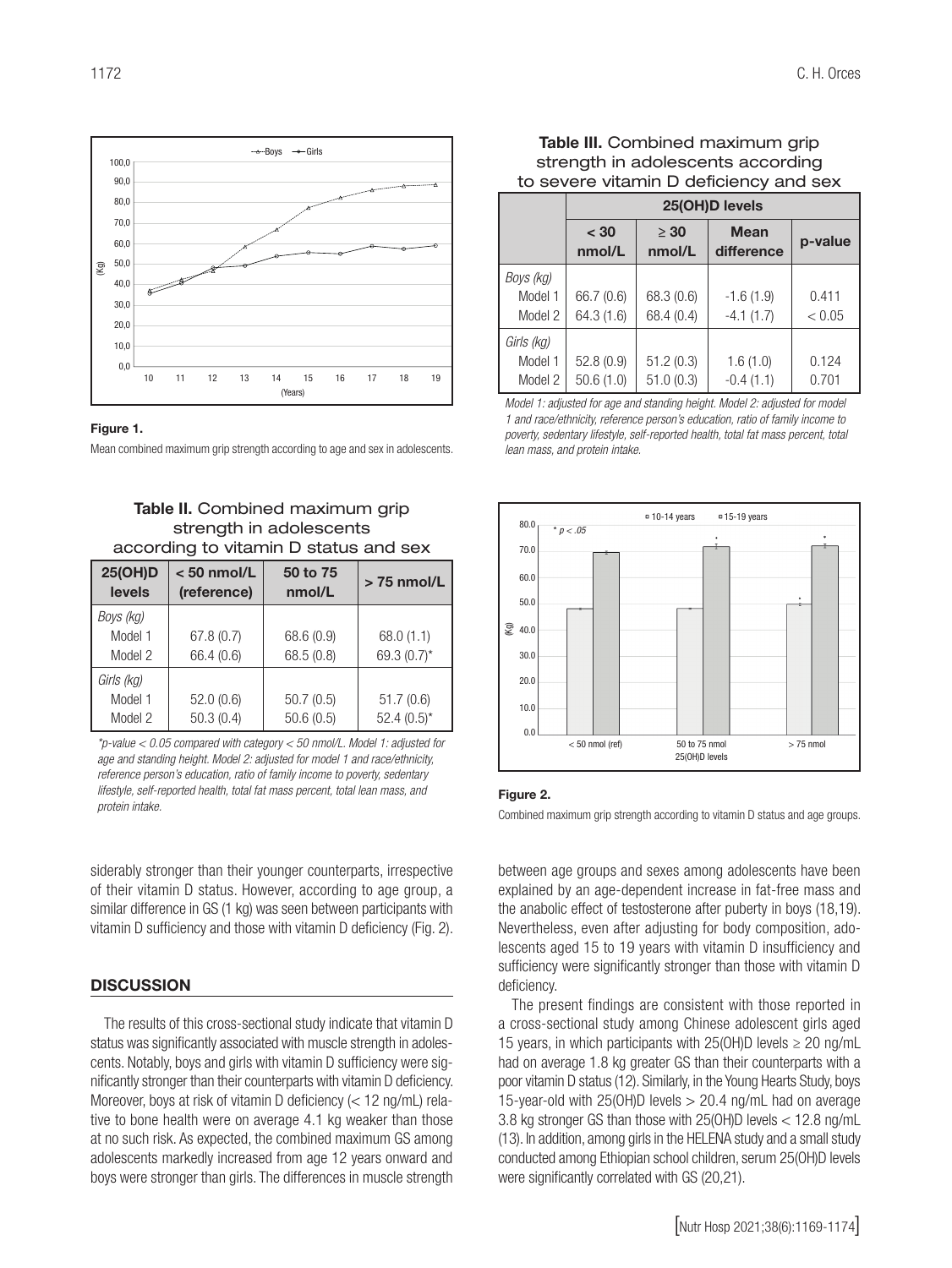(Kg)

100,0

90,0

80,0

70,0

60,0

50,0

40,0

30,0

20,0

10,0

0,0

10 11 12 13 14 15 16 17 18 19

(Years)

Boys Girls

**Figure 1.**

Mean combined maximum grip strength according to age and sex in adolescents.

**Table II.** Combined maximum grip strength in adolescents according to vitamin D status and sex

| 25(OH)D levels | < 50 nmol/L (reference) | 50 to 75 nmol/L | > 75 nmol/L |
|---|---|---|---|
| *Boys (kg)* | | | |
| Model 1 | 67.8 (0.7) | 68.6 (0.9) | 68.0 (1.1) |
| Model 2 | 66.4 (0.6) | 68.5 (0.8) | 69.3 (0.7)* |
| *Girls (kg)* | | | |
| Model 1 | 52.0 (0.6) | 50.7 (0.5) | 51.7 (0.6) |
| Model 2 | 50.3 (0.4) | 50.6 (0.5) | 52.4 (0.5)* |

*\*p-value < 0.05 compared with category < 50 nmol/L. Model 1: adjusted for age and standing height. Model 2: adjusted for model 1 and race/ethnicity, reference person's education, ratio of family income to poverty, sedentary lifestyle, self-reported health, total fat mass percent, total lean mass, and protein intake.*

**Table III.** Combined maximum grip strength in adolescents according to severe vitamin D deficiency and sex

| | 25(OH)D levels | | | |
|---|---|---|---|---|
| | < 30 nmol/L | ≥ 30 nmol/L | Mean difference | p-value |
| *Boys (kg)* | | | | |
| Model 1 | 66.7 (0.6) | 68.3 (0.6) | -1.6 (1.9) | 0.411 |
| Model 2 | 64.3 (1.6) | 68.4 (0.4) | -4.1 (1.7) | < 0.05 |
| *Girls (kg)* | | | | |
| Model 1 | 52.8 (0.9) | 51.2 (0.3) | 1.6 (1.0) | 0.124 |
| Model 2 | 50.6 (1.0) | 51.0 (0.3) | -0.4 (1.1) | 0.701 |

*Model 1: adjusted for age and standing height. Model 2: adjusted for model 1 and race/ethnicity, reference person's education, ratio of family income to poverty, sedentary lifestyle, self-reported health, total fat mass percent, total lean mass, and protein intake.*

(Kg)

80.0

70.0

60.0

50.0

40.0

30.0

20.0

10.0

0.0

10-14 years 15-19 years

* p < .05

< 50 nmol (ref) 50 to 75 nmol > 75 nmol

25(OH)D levels

**Figure 2.**

Combined maximum grip strength according to vitamin D status and age groups.

siderably stronger than their younger counterparts, irrespective of their vitamin D status. However, according to age group, a similar difference in GS (1 kg) was seen between participants with vitamin D sufficiency and those with vitamin D deficiency (Fig. 2).

## DISCUSSION

The results of this cross-sectional study indicate that vitamin D status was significantly associated with muscle strength in adolescents. Notably, boys and girls with vitamin D sufficiency were significantly stronger than their counterparts with vitamin D deficiency. Moreover, boys at risk of vitamin D deficiency (< 12 ng/mL) relative to bone health were on average 4.1 kg weaker than those at no such risk. As expected, the combined maximum GS among adolescents markedly increased from age 12 years onward and boys were stronger than girls. The differences in muscle strength between age groups and sexes among adolescents have been explained by an age-dependent increase in fat-free mass and the anabolic effect of testosterone after puberty in boys (18,19). Nevertheless, even after adjusting for body composition, adolescents aged 15 to 19 years with vitamin D insufficiency and sufficiency were significantly stronger than those with vitamin D deficiency.

The present findings are consistent with those reported in a cross-sectional study among Chinese adolescent girls aged 15 years, in which participants with 25(OH)D levels ≥ 20 ng/mL had on average 1.8 kg greater GS than their counterparts with a poor vitamin D status (12). Similarly, in the Young Hearts Study, boys 15-year-old with 25(OH)D levels > 20.4 ng/mL had on average 3.8 kg stronger GS than those with 25(OH)D levels < 12.8 ng/mL (13). In addition, among girls in the HELENA study and a small study conducted among Ethiopian school children, serum 25(OH)D levels were significantly correlated with GS (20,21).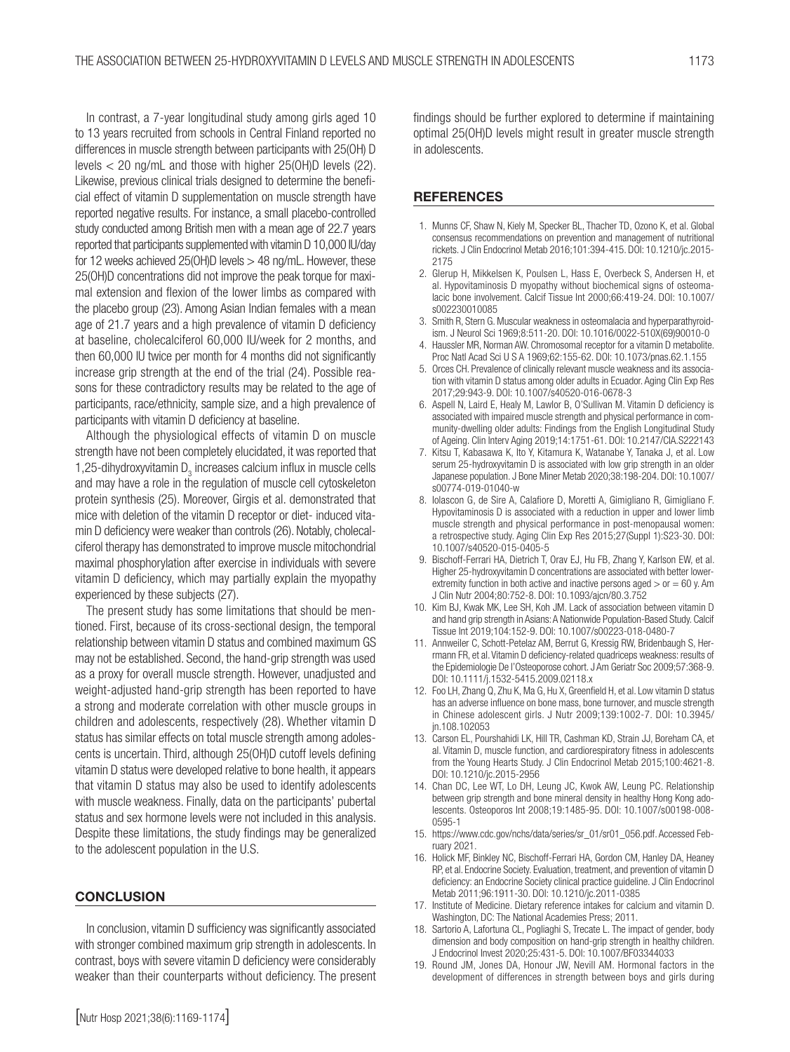In contrast, a 7-year longitudinal study among girls aged 10 to 13 years recruited from schools in Central Finland reported no differences in muscle strength between participants with 25(OH) D levels < 20 ng/mL and those with higher 25(OH)D levels (22). Likewise, previous clinical trials designed to determine the beneficial effect of vitamin D supplementation on muscle strength have reported negative results. For instance, a small placebo-controlled study conducted among British men with a mean age of 22.7 years reported that participants supplemented with vitamin D 10,000 IU/day for 12 weeks achieved 25(OH)D levels > 48 ng/mL. However, these 25(OH)D concentrations did not improve the peak torque for maximal extension and flexion of the lower limbs as compared with the placebo group (23). Among Asian Indian females with a mean age of 21.7 years and a high prevalence of vitamin D deficiency at baseline, cholecalciferol 60,000 IU/week for 2 months, and then 60,000 IU twice per month for 4 months did not significantly increase grip strength at the end of the trial (24). Possible reasons for these contradictory results may be related to the age of participants, race/ethnicity, sample size, and a high prevalence of participants with vitamin D deficiency at baseline.

Although the physiological effects of vitamin D on muscle strength have not been completely elucidated, it was reported that 1,25-dihydroxyvitamin $D_3$ increases calcium influx in muscle cells and may have a role in the regulation of muscle cell cytoskeleton protein synthesis (25). Moreover, Girgis et al. demonstrated that mice with deletion of the vitamin D receptor or diet- induced vitamin D deficiency were weaker than controls (26). Notably, cholecalciferol therapy has demonstrated to improve muscle mitochondrial maximal phosphorylation after exercise in individuals with severe vitamin D deficiency, which may partially explain the myopathy experienced by these subjects (27).

The present study has some limitations that should be mentioned. First, because of its cross-sectional design, the temporal relationship between vitamin D status and combined maximum GS may not be established. Second, the hand-grip strength was used as a proxy for overall muscle strength. However, unadjusted and weight-adjusted hand-grip strength has been reported to have a strong and moderate correlation with other muscle groups in children and adolescents, respectively (28). Whether vitamin D status has similar effects on total muscle strength among adolescents is uncertain. Third, although 25(OH)D cutoff levels defining vitamin D status were developed relative to bone health, it appears that vitamin D status may also be used to identify adolescents with muscle weakness. Finally, data on the participants' pubertal status and sex hormone levels were not included in this analysis. Despite these limitations, the study findings may be generalized to the adolescent population in the U.S.

## CONCLUSION

In conclusion, vitamin D sufficiency was significantly associated with stronger combined maximum grip strength in adolescents. In contrast, boys with severe vitamin D deficiency were considerably weaker than their counterparts without deficiency. The present findings should be further explored to determine if maintaining optimal 25(OH)D levels might result in greater muscle strength in adolescents.

## REFERENCES

1. Munns CF, Shaw N, Kiely M, Specker BL, Thacher TD, Ozono K, et al. Global consensus recommendations on prevention and management of nutritional rickets. J Clin Endocrinol Metab 2016;101:394-415. DOI: 10.1210/jc.2015-2175
2. Glerup H, Mikkelsen K, Poulsen L, Hass E, Overbeck S, Andersen H, et al. Hypovitaminosis D myopathy without biochemical signs of osteomalacic bone involvement. Calcif Tissue Int 2000;66:419-24. DOI: 10.1007/s002230010085
3. Smith R, Stern G. Muscular weakness in osteomalacia and hyperparathyroidism. J Neurol Sci 1969;8:511-20. DOI: 10.1016/0022-510X(69)90010-0
4. Haussler MR, Norman AW. Chromosomal receptor for a vitamin D metabolite. Proc Natl Acad Sci U S A 1969;62:155-62. DOI: 10.1073/pnas.62.1.155
5. Orces CH. Prevalence of clinically relevant muscle weakness and its association with vitamin D status among older adults in Ecuador. Aging Clin Exp Res 2017;29:943-9. DOI: 10.1007/s40520-016-0678-3
6. Aspell N, Laird E, Healy M, Lawlor B, O'Sullivan M. Vitamin D deficiency is associated with impaired muscle strength and physical performance in community-dwelling older adults: Findings from the English Longitudinal Study of Ageing. Clin Interv Aging 2019;14:1751-61. DOI: 10.2147/CIA.S222143
7. Kitsu T, Kabasawa K, Ito Y, Kitamura K, Watanabe Y, Tanaka J, et al. Low serum 25-hydroxyvitamin D is associated with low grip strength in an older Japanese population. J Bone Miner Metab 2020;38:198-204. DOI: 10.1007/s00774-019-01040-w
8. Iolascon G, de Sire A, Calafiore D, Moretti A, Gimigliano R, Gimigliano F. Hypovitaminosis D is associated with a reduction in upper and lower limb muscle strength and physical performance in post-menopausal women: a retrospective study. Aging Clin Exp Res 2015;27(Suppl 1):S23-30. DOI: 10.1007/s40520-015-0405-5
9. Bischoff-Ferrari HA, Dietrich T, Orav EJ, Hu FB, Zhang Y, Karlson EW, et al. Higher 25-hydroxyvitamin D concentrations are associated with better lower-extremity function in both active and inactive persons aged > or = 60 y. Am J Clin Nutr 2004;80:752-8. DOI: 10.1093/ajcn/80.3.752
10. Kim BJ, Kwak MK, Lee SH, Koh JM. Lack of association between vitamin D and hand grip strength in Asians: A Nationwide Population-Based Study. Calcif Tissue Int 2019;104:152-9. DOI: 10.1007/s00223-018-0480-7
11. Annweiler C, Schott-Petelaz AM, Berrut G, Kressig RW, Bridenbaugh S, Herrmann FR, et al. Vitamin D deficiency-related quadriceps weakness: results of the Epidemiologie De l'Osteoporose cohort. J Am Geriatr Soc 2009;57:368-9. DOI: 10.1111/j.1532-5415.2009.02118.x
12. Foo LH, Zhang Q, Zhu K, Ma G, Hu X, Greenfield H, et al. Low vitamin D status has an adverse influence on bone mass, bone turnover, and muscle strength in Chinese adolescent girls. J Nutr 2009;139:1002-7. DOI: 10.3945/jn.108.102053
13. Carson EL, Pourshahidi LK, Hill TR, Cashman KD, Strain JJ, Boreham CA, et al. Vitamin D, muscle function, and cardiorespiratory fitness in adolescents from the Young Hearts Study. J Clin Endocrinol Metab 2015;100:4621-8. DOI: 10.1210/jc.2015-2956
14. Chan DC, Lee WT, Lo DH, Leung JC, Kwok AW, Leung PC. Relationship between grip strength and bone mineral density in healthy Hong Kong adolescents. Osteoporos Int 2008;19:1485-95. DOI: 10.1007/s00198-008-0595-1
15. https://www.cdc.gov/nchs/data/series/sr_01/sr01_056.pdf. Accessed February 2021.
16. Holick MF, Binkley NC, Bischoff-Ferrari HA, Gordon CM, Hanley DA, Heaney RP, et al. Endocrine Society. Evaluation, treatment, and prevention of vitamin D deficiency: an Endocrine Society clinical practice guideline. J Clin Endocrinol Metab 2011;96:1911-30. DOI: 10.1210/jc.2011-0385
17. Institute of Medicine. Dietary reference intakes for calcium and vitamin D. Washington, DC: The National Academies Press; 2011.
18. Sartorio A, Lafortuna CL, Pogliaghi S, Trecate L. The impact of gender, body dimension and body composition on hand-grip strength in healthy children. J Endocrinol Invest 2020;25:431-5. DOI: 10.1007/BF03344033
19. Round JM, Jones DA, Honour JW, Nevill AM. Hormonal factors in the development of differences in strength between boys and girls during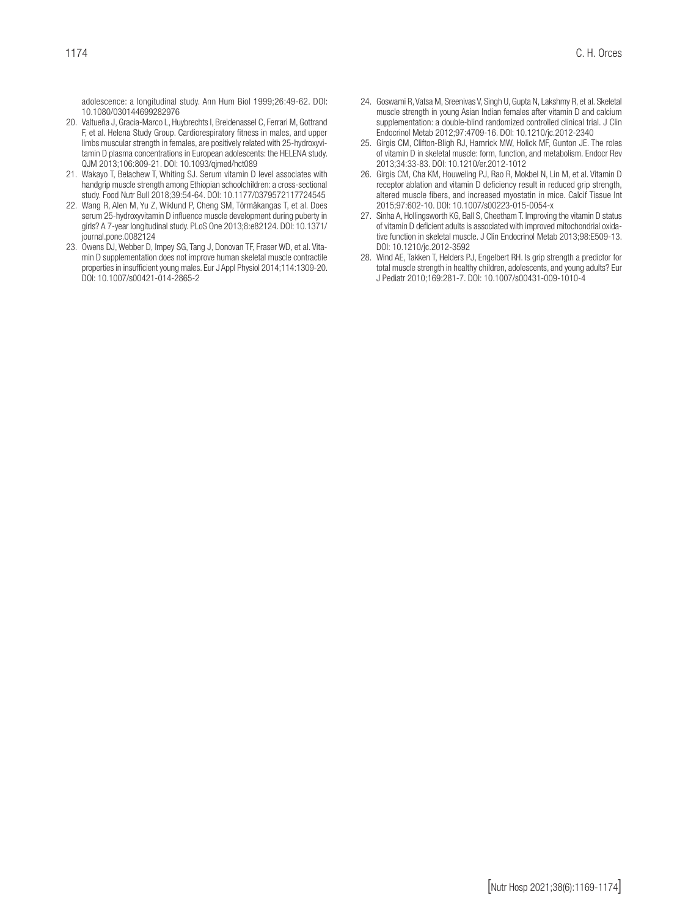adolescence: a longitudinal study. Ann Hum Biol 1999;26:49-62. DOI: 10.1080/030144699282976

20. Valtueña J, Gracia-Marco L, Huybrechts I, Breidenassel C, Ferrari M, Gottrand F, et al. Helena Study Group. Cardiorespiratory fitness in males, and upper limbs muscular strength in females, are positively related with 25-hydroxyvitamin D plasma concentrations in European adolescents: the HELENA study. QJM 2013;106:809-21. DOI: 10.1093/qjmed/hct089
21. Wakayo T, Belachew T, Whiting SJ. Serum vitamin D level associates with handgrip muscle strength among Ethiopian schoolchildren: a cross-sectional study. Food Nutr Bull 2018;39:54-64. DOI: 10.1177/0379572117724545
22. Wang R, Alen M, Yu Z, Wiklund P, Cheng SM, Törmäkangas T, et al. Does serum 25-hydroxyvitamin D influence muscle development during puberty in girls? A 7-year longitudinal study. PLoS One 2013;8:e82124. DOI: 10.1371/journal.pone.0082124
23. Owens DJ, Webber D, Impey SG, Tang J, Donovan TF, Fraser WD, et al. Vitamin D supplementation does not improve human skeletal muscle contractile properties in insufficient young males. Eur J Appl Physiol 2014;114:1309-20. DOI: 10.1007/s00421-014-2865-2
24. Goswami R, Vatsa M, Sreenivas V, Singh U, Gupta N, Lakshmy R, et al. Skeletal muscle strength in young Asian Indian females after vitamin D and calcium supplementation: a double-blind randomized controlled clinical trial. J Clin Endocrinol Metab 2012;97:4709-16. DOI: 10.1210/jc.2012-2340
25. Girgis CM, Clifton-Bligh RJ, Hamrick MW, Holick MF, Gunton JE. The roles of vitamin D in skeletal muscle: form, function, and metabolism. Endocr Rev 2013;34:33-83. DOI: 10.1210/er.2012-1012
26. Girgis CM, Cha KM, Houweling PJ, Rao R, Mokbel N, Lin M, et al. Vitamin D receptor ablation and vitamin D deficiency result in reduced grip strength, altered muscle fibers, and increased myostatin in mice. Calcif Tissue Int 2015;97:602-10. DOI: 10.1007/s00223-015-0054-x
27. Sinha A, Hollingsworth KG, Ball S, Cheetham T. Improving the vitamin D status of vitamin D deficient adults is associated with improved mitochondrial oxidative function in skeletal muscle. J Clin Endocrinol Metab 2013;98:E509-13. DOI: 10.1210/jc.2012-3592
28. Wind AE, Takken T, Helders PJ, Engelbert RH. Is grip strength a predictor for total muscle strength in healthy children, adolescents, and young adults? Eur J Pediatr 2010;169:281-7. DOI: 10.1007/s00431-009-1010-4